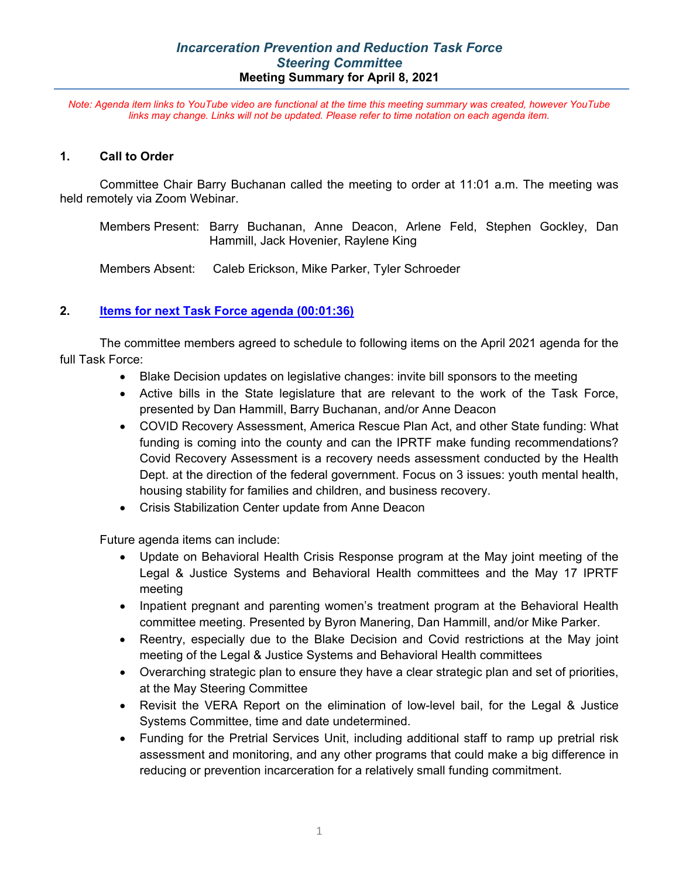# *Incarceration Prevention and Reduction Task Force*
## *Steering Committee*
### Meeting Summary for April 8, 2021

*Note: Agenda item links to YouTube video are functional at the time this meeting summary was created, however YouTube links may change. Links will not be updated. Please refer to time notation on each agenda item.*

## 1. Call to Order

Committee Chair Barry Buchanan called the meeting to order at 11:01 a.m. The meeting was held remotely via Zoom Webinar.

Members Present: Barry Buchanan, Anne Deacon, Arlene Feld, Stephen Gockley, Dan Hammill, Jack Hovenier, Raylene King

Members Absent: Caleb Erickson, Mike Parker, Tyler Schroeder

## 2. Items for next Task Force agenda (00:01:36)

The committee members agreed to schedule to following items on the April 2021 agenda for the full Task Force:

- Blake Decision updates on legislative changes: invite bill sponsors to the meeting
- Active bills in the State legislature that are relevant to the work of the Task Force, presented by Dan Hammill, Barry Buchanan, and/or Anne Deacon
- COVID Recovery Assessment, America Rescue Plan Act, and other State funding: What funding is coming into the county and can the IPRTF make funding recommendations? Covid Recovery Assessment is a recovery needs assessment conducted by the Health Dept. at the direction of the federal government. Focus on 3 issues: youth mental health, housing stability for families and children, and business recovery.
- Crisis Stabilization Center update from Anne Deacon

Future agenda items can include:

- Update on Behavioral Health Crisis Response program at the May joint meeting of the Legal & Justice Systems and Behavioral Health committees and the May 17 IPRTF meeting
- Inpatient pregnant and parenting women's treatment program at the Behavioral Health committee meeting. Presented by Byron Manering, Dan Hammill, and/or Mike Parker.
- Reentry, especially due to the Blake Decision and Covid restrictions at the May joint meeting of the Legal & Justice Systems and Behavioral Health committees
- Overarching strategic plan to ensure they have a clear strategic plan and set of priorities, at the May Steering Committee
- Revisit the VERA Report on the elimination of low-level bail, for the Legal & Justice Systems Committee, time and date undetermined.
- Funding for the Pretrial Services Unit, including additional staff to ramp up pretrial risk assessment and monitoring, and any other programs that could make a big difference in reducing or prevention incarceration for a relatively small funding commitment.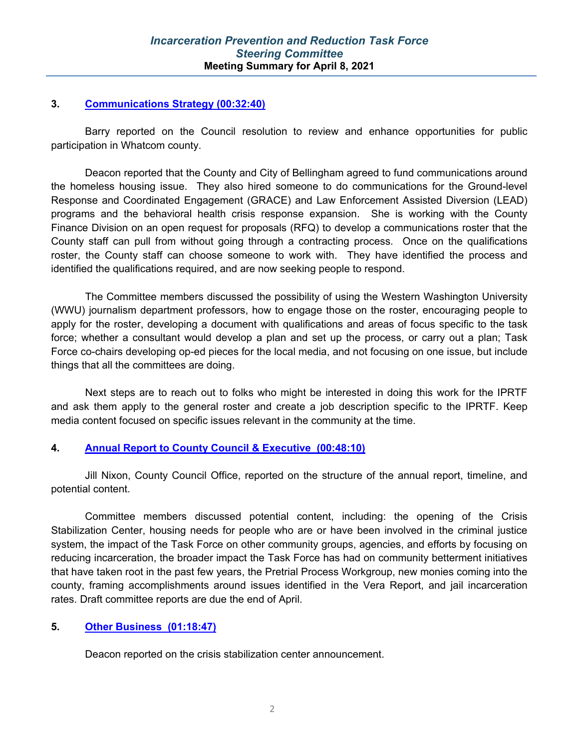### 3. [Communications Strategy (00:32:40)]

Barry reported on the Council resolution to review and enhance opportunities for public participation in Whatcom county.

Deacon reported that the County and City of Bellingham agreed to fund communications around the homeless housing issue. They also hired someone to do communications for the Ground-level Response and Coordinated Engagement (GRACE) and Law Enforcement Assisted Diversion (LEAD) programs and the behavioral health crisis response expansion. She is working with the County Finance Division on an open request for proposals (RFQ) to develop a communications roster that the County staff can pull from without going through a contracting process. Once on the qualifications roster, the County staff can choose someone to work with. They have identified the process and identified the qualifications required, and are now seeking people to respond.

The Committee members discussed the possibility of using the Western Washington University (WWU) journalism department professors, how to engage those on the roster, encouraging people to apply for the roster, developing a document with qualifications and areas of focus specific to the task force; whether a consultant would develop a plan and set up the process, or carry out a plan; Task Force co-chairs developing op-ed pieces for the local media, and not focusing on one issue, but include things that all the committees are doing.

Next steps are to reach out to folks who might be interested in doing this work for the IPRTF and ask them apply to the general roster and create a job description specific to the IPRTF. Keep media content focused on specific issues relevant in the community at the time.

### 4. [Annual Report to County Council & Executive (00:48:10)]

Jill Nixon, County Council Office, reported on the structure of the annual report, timeline, and potential content.

Committee members discussed potential content, including: the opening of the Crisis Stabilization Center, housing needs for people who are or have been involved in the criminal justice system, the impact of the Task Force on other community groups, agencies, and efforts by focusing on reducing incarceration, the broader impact the Task Force has had on community betterment initiatives that have taken root in the past few years, the Pretrial Process Workgroup, new monies coming into the county, framing accomplishments around issues identified in the Vera Report, and jail incarceration rates. Draft committee reports are due the end of April.

### 5. [Other Business (01:18:47)]

Deacon reported on the crisis stabilization center announcement.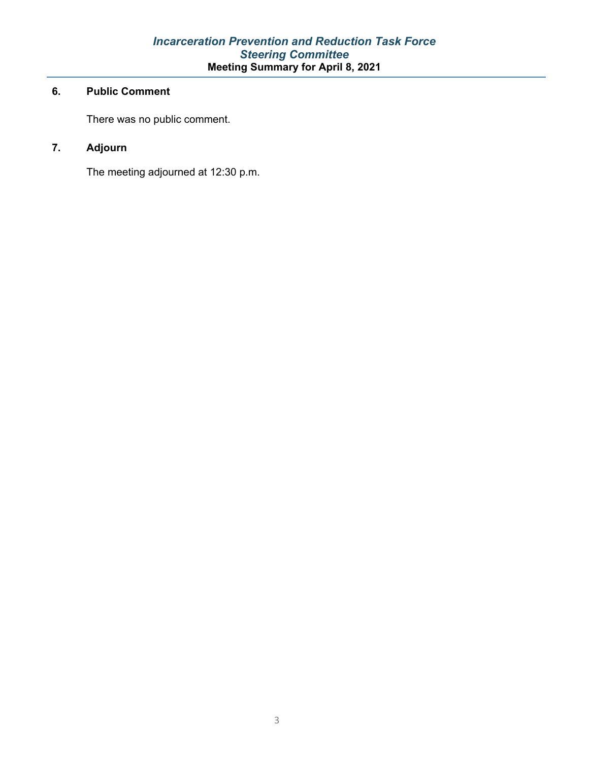## 6. Public Comment

There was no public comment.

## 7. Adjourn

The meeting adjourned at 12:30 p.m.